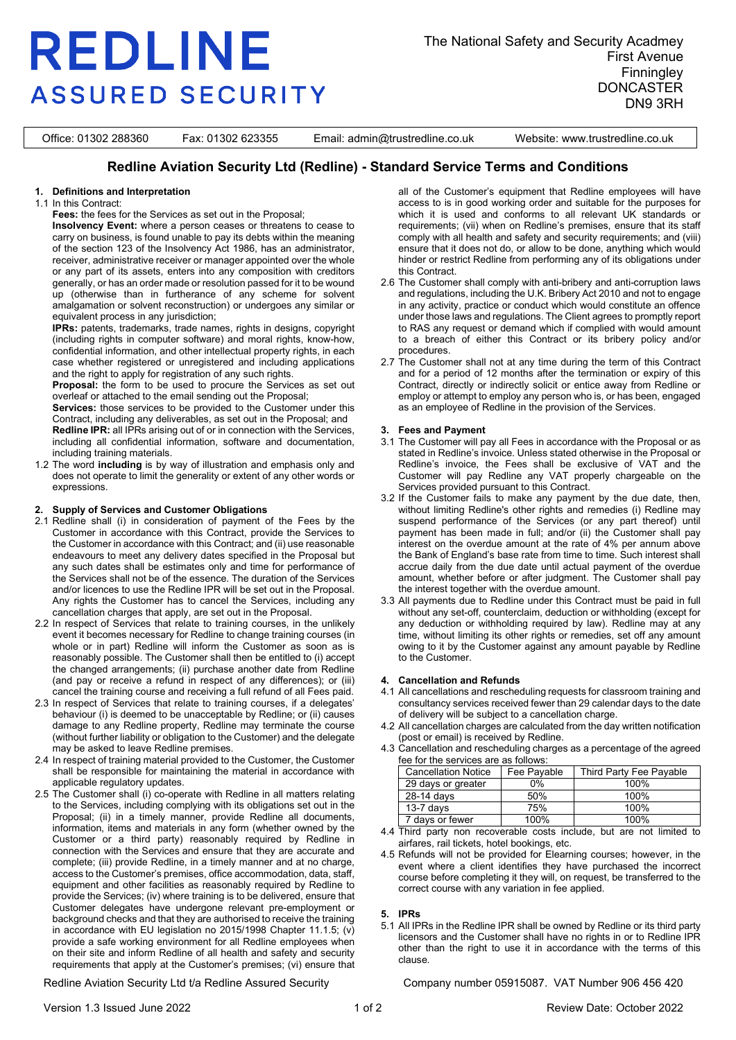# REDLINE
## ASSURED SECURITY

The National Safety and Security Acadmey
First Avenue
Finningley
DONCASTER
DN9 3RH

Office: 01302 288360 | Fax: 01302 623355 | Email: admin@trustredline.co.uk | Website: www.trustredline.co.uk

## Redline Aviation Security Ltd (Redline) - Standard Service Terms and Conditions

### 1. Definitions and Interpretation

1.1 In this Contract:

**Fees:** the fees for the Services as set out in the Proposal;

**Insolvency Event:** where a person ceases or threatens to cease to carry on business, is found unable to pay its debts within the meaning of the section 123 of the Insolvency Act 1986, has an administrator, receiver, administrative receiver or manager appointed over the whole or any part of its assets, enters into any composition with creditors generally, or has an order made or resolution passed for it to be wound up (otherwise than in furtherance of any scheme for solvent amalgamation or solvent reconstruction) or undergoes any similar or equivalent process in any jurisdiction;

**IPRs:** patents, trademarks, trade names, rights in designs, copyright (including rights in computer software) and moral rights, know-how, confidential information, and other intellectual property rights, in each case whether registered or unregistered and including applications and the right to apply for registration of any such rights.

**Proposal:** the form to be used to procure the Services as set out overleaf or attached to the email sending out the Proposal;

**Services:** those services to be provided to the Customer under this Contract, including any deliverables, as set out in the Proposal; and

**Redline IPR:** all IPRs arising out of or in connection with the Services, including all confidential information, software and documentation, including training materials.

1.2 The word **including** is by way of illustration and emphasis only and does not operate to limit the generality or extent of any other words or expressions.

### 2. Supply of Services and Customer Obligations

2.1 Redline shall (i) in consideration of payment of the Fees by the Customer in accordance with this Contract, provide the Services to the Customer in accordance with this Contract; and (ii) use reasonable endeavours to meet any delivery dates specified in the Proposal but any such dates shall be estimates only and time for performance of the Services shall not be of the essence. The duration of the Services and/or licences to use the Redline IPR will be set out in the Proposal. Any rights the Customer has to cancel the Services, including any cancellation charges that apply, are set out in the Proposal.

2.2 In respect of Services that relate to training courses, in the unlikely event it becomes necessary for Redline to change training courses (in whole or in part) Redline will inform the Customer as soon as is reasonably possible. The Customer shall then be entitled to (i) accept the changed arrangements; (ii) purchase another date from Redline (and pay or receive a refund in respect of any differences); or (iii) cancel the training course and receiving a full refund of all Fees paid.

2.3 In respect of Services that relate to training courses, if a delegates' behaviour (i) is deemed to be unacceptable by Redline; or (ii) causes damage to any Redline property, Redline may terminate the course (without further liability or obligation to the Customer) and the delegate may be asked to leave Redline premises.

2.4 In respect of training material provided to the Customer, the Customer shall be responsible for maintaining the material in accordance with applicable regulatory updates.

2.5 The Customer shall (i) co-operate with Redline in all matters relating to the Services, including complying with its obligations set out in the Proposal; (ii) in a timely manner, provide Redline all documents, information, items and materials in any form (whether owned by the Customer or a third party) reasonably required by Redline in connection with the Services and ensure that they are accurate and complete; (iii) provide Redline, in a timely manner and at no charge, access to the Customer's premises, office accommodation, data, staff, equipment and other facilities as reasonably required by Redline to provide the Services; (iv) where training is to be delivered, ensure that Customer delegates have undergone relevant pre-employment or background checks and that they are authorised to receive the training in accordance with EU legislation no 2015/1998 Chapter 11.1.5; (v) provide a safe working environment for all Redline employees when on their site and inform Redline of all health and safety and security requirements that apply at the Customer's premises; (vi) ensure that all of the Customer's equipment that Redline employees will have access to is in good working order and suitable for the purposes for which it is used and conforms to all relevant UK standards or requirements; (vii) when on Redline's premises, ensure that its staff comply with all health and safety and security requirements; and (viii) ensure that it does not do, or allow to be done, anything which would hinder or restrict Redline from performing any of its obligations under this Contract.

2.6 The Customer shall comply with anti-bribery and anti-corruption laws and regulations, including the U.K. Bribery Act 2010 and not to engage in any activity, practice or conduct which would constitute an offence under those laws and regulations. The Client agrees to promptly report to RAS any request or demand which if complied with would amount to a breach of either this Contract or its bribery policy and/or procedures.

2.7 The Customer shall not at any time during the term of this Contract and for a period of 12 months after the termination or expiry of this Contract, directly or indirectly solicit or entice away from Redline or employ or attempt to employ any person who is, or has been, engaged as an employee of Redline in the provision of the Services.

### 3. Fees and Payment

3.1 The Customer will pay all Fees in accordance with the Proposal or as stated in Redline's invoice. Unless stated otherwise in the Proposal or Redline's invoice, the Fees shall be exclusive of VAT and the Customer will pay Redline any VAT properly chargeable on the Services provided pursuant to this Contract.

3.2 If the Customer fails to make any payment by the due date, then, without limiting Redline's other rights and remedies (i) Redline may suspend performance of the Services (or any part thereof) until payment has been made in full; and/or (ii) the Customer shall pay interest on the overdue amount at the rate of 4% per annum above the Bank of England's base rate from time to time. Such interest shall accrue daily from the due date until actual payment of the overdue amount, whether before or after judgment. The Customer shall pay the interest together with the overdue amount.

3.3 All payments due to Redline under this Contract must be paid in full without any set-off, counterclaim, deduction or withholding (except for any deduction or withholding required by law). Redline may at any time, without limiting its other rights or remedies, set off any amount owing to it by the Customer against any amount payable by Redline to the Customer.

### 4. Cancellation and Refunds

4.1 All cancellations and rescheduling requests for classroom training and consultancy services received fewer than 29 calendar days to the date of delivery will be subject to a cancellation charge.

4.2 All cancellation charges are calculated from the day written notification (post or email) is received by Redline.

4.3 Cancellation and rescheduling charges as a percentage of the agreed fee for the services are as follows:

| Cancellation Notice | Fee Payable | Third Party Fee Payable |
|---|---|---|
| 29 days or greater | 0% | 100% |
| 28-14 days | 50% | 100% |
| 13-7 days | 75% | 100% |
| 7 days or fewer | 100% | 100% |

4.4 Third party non recoverable costs include, but are not limited to airfares, rail tickets, hotel bookings, etc.

4.5 Refunds will not be provided for Elearning courses; however, in the event where a client identifies they have purchased the incorrect course before completing it they will, on request, be transferred to the correct course with any variation in fee applied.

### 5. IPRs

5.1 All IPRs in the Redline IPR shall be owned by Redline or its third party licensors and the Customer shall have no rights in or to Redline IPR other than the right to use it in accordance with the terms of this clause.

Redline Aviation Security Ltd t/a Redline Assured Security

Company number 05915087. VAT Number 906 456 420

Version 1.3 Issued June 2022

Review Date: October 2022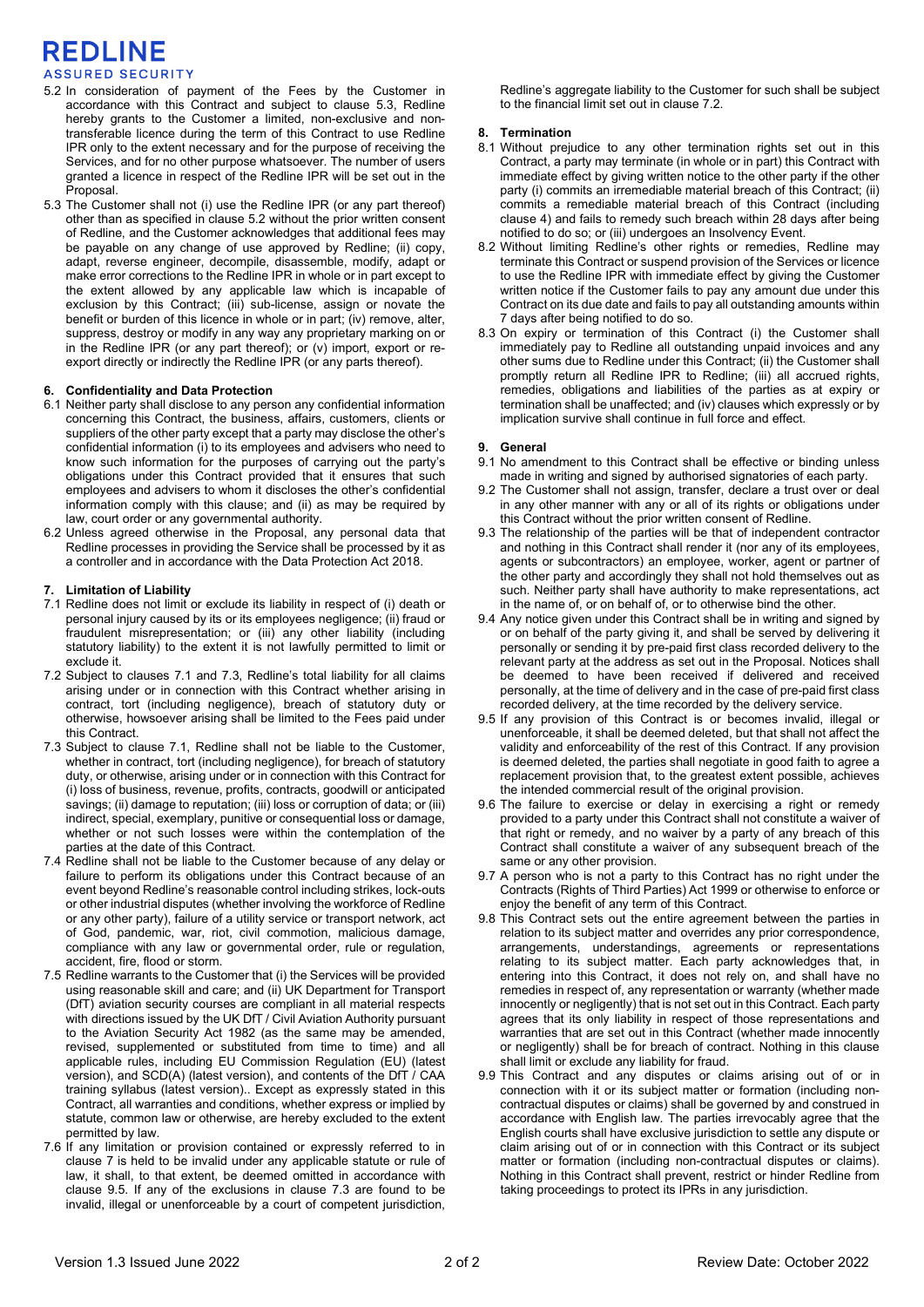5.2 In consideration of payment of the Fees by the Customer in accordance with this Contract and subject to clause 5.3, Redline hereby grants to the Customer a limited, non-exclusive and non-transferable licence during the term of this Contract to use Redline IPR only to the extent necessary and for the purpose of receiving the Services, and for no other purpose whatsoever. The number of users granted a licence in respect of the Redline IPR will be set out in the Proposal.

5.3 The Customer shall not (i) use the Redline IPR (or any part thereof) other than as specified in clause 5.2 without the prior written consent of Redline, and the Customer acknowledges that additional fees may be payable on any change of use approved by Redline; (ii) copy, adapt, reverse engineer, decompile, disassemble, modify, adapt or make error corrections to the Redline IPR in whole or in part except to the extent allowed by any applicable law which is incapable of exclusion by this Contract; (iii) sub-license, assign or novate the benefit or burden of this licence in whole or in part; (iv) remove, alter, suppress, destroy or modify in any way any proprietary marking on or in the Redline IPR (or any part thereof); or (v) import, export or re-export directly or indirectly the Redline IPR (or any parts thereof).

**6. Confidentiality and Data Protection**

6.1 Neither party shall disclose to any person any confidential information concerning this Contract, the business, affairs, customers, clients or suppliers of the other party except that a party may disclose the other's confidential information (i) to its employees and advisers who need to know such information for the purposes of carrying out the party's obligations under this Contract provided that it ensures that such employees and advisers to whom it discloses the other's confidential information comply with this clause; and (ii) as may be required by law, court order or any governmental authority.

6.2 Unless agreed otherwise in the Proposal, any personal data that Redline processes in providing the Service shall be processed by it as a controller and in accordance with the Data Protection Act 2018.

**7. Limitation of Liability**

7.1 Redline does not limit or exclude its liability in respect of (i) death or personal injury caused by its or its employees negligence; (ii) fraud or fraudulent misrepresentation; or (iii) any other liability (including statutory liability) to the extent it is not lawfully permitted to limit or exclude it.

7.2 Subject to clauses 7.1 and 7.3, Redline's total liability for all claims arising under or in connection with this Contract whether arising in contract, tort (including negligence), breach of statutory duty or otherwise, howsoever arising shall be limited to the Fees paid under this Contract.

7.3 Subject to clause 7.1, Redline shall not be liable to the Customer, whether in contract, tort (including negligence), for breach of statutory duty, or otherwise, arising under or in connection with this Contract for (i) loss of business, revenue, profits, contracts, goodwill or anticipated savings; (ii) damage to reputation; (iii) loss or corruption of data; or (iii) indirect, special, exemplary, punitive or consequential loss or damage, whether or not such losses were within the contemplation of the parties at the date of this Contract.

7.4 Redline shall not be liable to the Customer because of any delay or failure to perform its obligations under this Contract because of an event beyond Redline's reasonable control including strikes, lock-outs or other industrial disputes (whether involving the workforce of Redline or any other party), failure of a utility service or transport network, act of God, pandemic, war, riot, civil commotion, malicious damage, compliance with any law or governmental order, rule or regulation, accident, fire, flood or storm.

7.5 Redline warrants to the Customer that (i) the Services will be provided using reasonable skill and care; and (ii) UK Department for Transport (DfT) aviation security courses are compliant in all material respects with directions issued by the UK DfT / Civil Aviation Authority pursuant to the Aviation Security Act 1982 (as the same may be amended, revised, supplemented or substituted from time to time) and all applicable rules, including EU Commission Regulation (EU) (latest version), and SCD(A) (latest version), and contents of the DfT / CAA training syllabus (latest version).. Except as expressly stated in this Contract, all warranties and conditions, whether express or implied by statute, common law or otherwise, are hereby excluded to the extent permitted by law.

7.6 If any limitation or provision contained or expressly referred to in clause 7 is held to be invalid under any applicable statute or rule of law, it shall, to that extent, be deemed omitted in accordance with clause 9.5. If any of the exclusions in clause 7.3 are found to be invalid, illegal or unenforceable by a court of competent jurisdiction, Redline's aggregate liability to the Customer for such shall be subject to the financial limit set out in clause 7.2.

**8. Termination**

8.1 Without prejudice to any other termination rights set out in this Contract, a party may terminate (in whole or in part) this Contract with immediate effect by giving written notice to the other party if the other party (i) commits an irremediable material breach of this Contract; (ii) commits a remediable material breach of this Contract (including clause 4) and fails to remedy such breach within 28 days after being notified to do so; or (iii) undergoes an Insolvency Event.

8.2 Without limiting Redline's other rights or remedies, Redline may terminate this Contract or suspend provision of the Services or licence to use the Redline IPR with immediate effect by giving the Customer written notice if the Customer fails to pay any amount due under this Contract on its due date and fails to pay all outstanding amounts within 7 days after being notified to do so.

8.3 On expiry or termination of this Contract (i) the Customer shall immediately pay to Redline all outstanding unpaid invoices and any other sums due to Redline under this Contract; (ii) the Customer shall promptly return all Redline IPR to Redline; (iii) all accrued rights, remedies, obligations and liabilities of the parties as at expiry or termination shall be unaffected; and (iv) clauses which expressly or by implication survive shall continue in full force and effect.

**9. General**

9.1 No amendment to this Contract shall be effective or binding unless made in writing and signed by authorised signatories of each party.

9.2 The Customer shall not assign, transfer, declare a trust over or deal in any other manner with any or all of its rights or obligations under this Contract without the prior written consent of Redline.

9.3 The relationship of the parties will be that of independent contractor and nothing in this Contract shall render it (nor any of its employees, agents or subcontractors) an employee, worker, agent or partner of the other party and accordingly they shall not hold themselves out as such. Neither party shall have authority to make representations, act in the name of, or on behalf of, or to otherwise bind the other.

9.4 Any notice given under this Contract shall be in writing and signed by or on behalf of the party giving it, and shall be served by delivering it personally or sending it by pre-paid first class recorded delivery to the relevant party at the address as set out in the Proposal. Notices shall be deemed to have been received if delivered and received personally, at the time of delivery and in the case of pre-paid first class recorded delivery, at the time recorded by the delivery service.

9.5 If any provision of this Contract is or becomes invalid, illegal or unenforceable, it shall be deemed deleted, but that shall not affect the validity and enforceability of the rest of this Contract. If any provision is deemed deleted, the parties shall negotiate in good faith to agree a replacement provision that, to the greatest extent possible, achieves the intended commercial result of the original provision.

9.6 The failure to exercise or delay in exercising a right or remedy provided to a party under this Contract shall not constitute a waiver of that right or remedy, and no waiver by a party of any breach of this Contract shall constitute a waiver of any subsequent breach of the same or any other provision.

9.7 A person who is not a party to this Contract has no right under the Contracts (Rights of Third Parties) Act 1999 or otherwise to enforce or enjoy the benefit of any term of this Contract.

9.8 This Contract sets out the entire agreement between the parties in relation to its subject matter and overrides any prior correspondence, arrangements, understandings, agreements or representations relating to its subject matter. Each party acknowledges that, in entering into this Contract, it does not rely on, and shall have no remedies in respect of, any representation or warranty (whether made innocently or negligently) that is not set out in this Contract. Each party agrees that its only liability in respect of those representations and warranties that are set out in this Contract (whether made innocently or negligently) shall be for breach of contract. Nothing in this clause shall limit or exclude any liability for fraud.

9.9 This Contract and any disputes or claims arising out of or in connection with it or its subject matter or formation (including non-contractual disputes or claims) shall be governed by and construed in accordance with English law. The parties irrevocably agree that the English courts shall have exclusive jurisdiction to settle any dispute or claim arising out of or in connection with this Contract or its subject matter or formation (including non-contractual disputes or claims). Nothing in this Contract shall prevent, restrict or hinder Redline from taking proceedings to protect its IPRs in any jurisdiction.